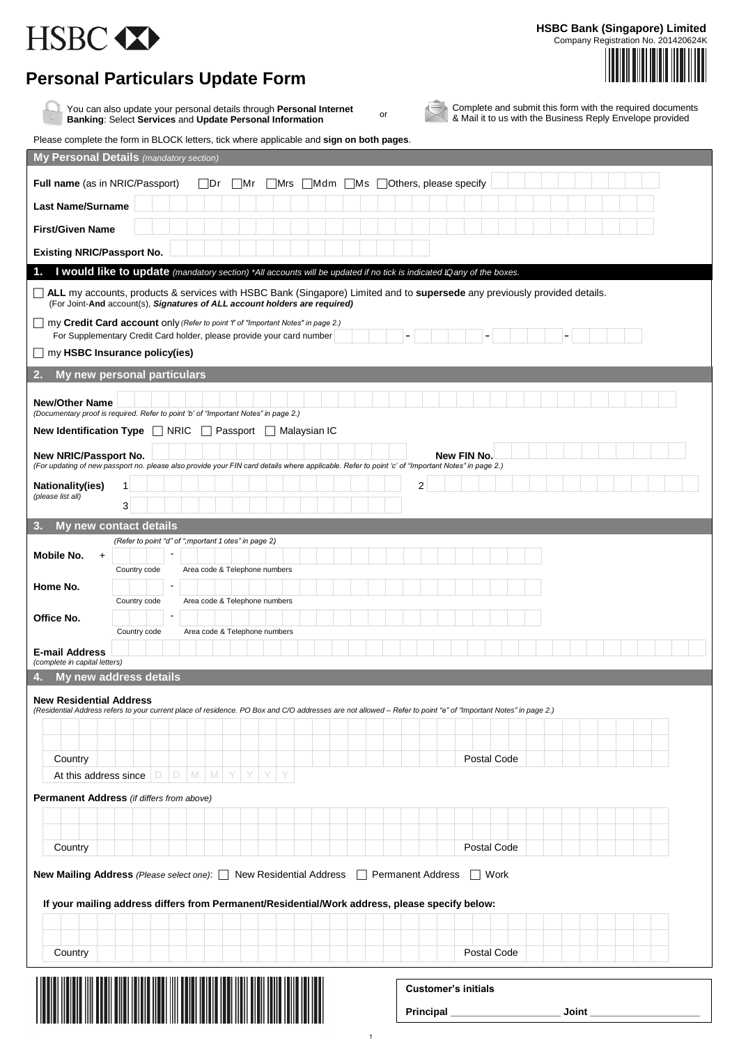**HSBC Bank (Singapore) Limited**
Company Registration No. 201420624K

# Personal Particulars Update Form

You can also update your personal details through **Personal Internet Banking**: Select **Services** and **Update Personal Information**

or

Complete and submit this form with the required documents & Mail it to us with the Business Reply Envelope provided

Please complete the form in BLOCK letters, tick where applicable and **sign on both pages**.

## My Personal Details *(mandatory section)*

**Full name** (as in NRIC/Passport) ☐Dr ☐Mr ☐Mrs ☐Mdm ☐Ms ☐Others, please specify

**Last Name/Surname**

**First/Given Name**

**Existing NRIC/Passport No.**

## 1. I would like to update *(mandatory section) \*All accounts will be updated if no tick is indicated in any of the boxes.*

☐ **ALL** my accounts, products & services with HSBC Bank (Singapore) Limited and to **supersede** any previously provided details.
(For Joint-**And** account(s), ***Signatures of ALL account holders are required)***

☐ my **Credit Card account** only *(Refer to point 'f' of "Important Notes" in page 2.)*
For Supplementary Credit Card holder, please provide your card number ____ - ____ - ____ - ____

☐ my **HSBC Insurance policy(ies)**

## 2. My new personal particulars

**New/Other Name**
*(Documentary proof is required. Refer to point 'b' of "Important Notes" in page 2.)*

**New Identification Type** ☐ NRIC ☐ Passport ☐ Malaysian IC

**New NRIC/Passport No.** **New FIN No.**
*(For updating of new passport no. please also provide your FIN card details where applicable. Refer to point 'c' of "Important Notes" in page 2.)*

**Nationality(ies)** *(please list all)* 1 2 3

## 3. My new contact details

*(Refer to point "d" of "Important Notes" in page 2)*

**Mobile No.** + Country code - Area code & Telephone numbers

**Home No.** Country code - Area code & Telephone numbers

**Office No.** Country code - Area code & Telephone numbers

**E-mail Address**
*(complete in capital letters)*

## 4. My new address details

**New Residential Address**
*(Residential Address refers to your current place of residence. PO Box and C/O addresses are not allowed – Refer to point "e" of "Important Notes" in page 2.)*

Country Postal Code

At this address since D D M M Y Y Y Y

**Permanent Address** *(if differs from above)*

Country Postal Code

**New Mailing Address** *(Please select one)*: ☐ New Residential Address ☐ Permanent Address ☐ Work

**If your mailing address differs from Permanent/Residential/Work address, please specify below:**

Country Postal Code

**Customer's initials**

**Principal** ____________________ **Joint** ____________________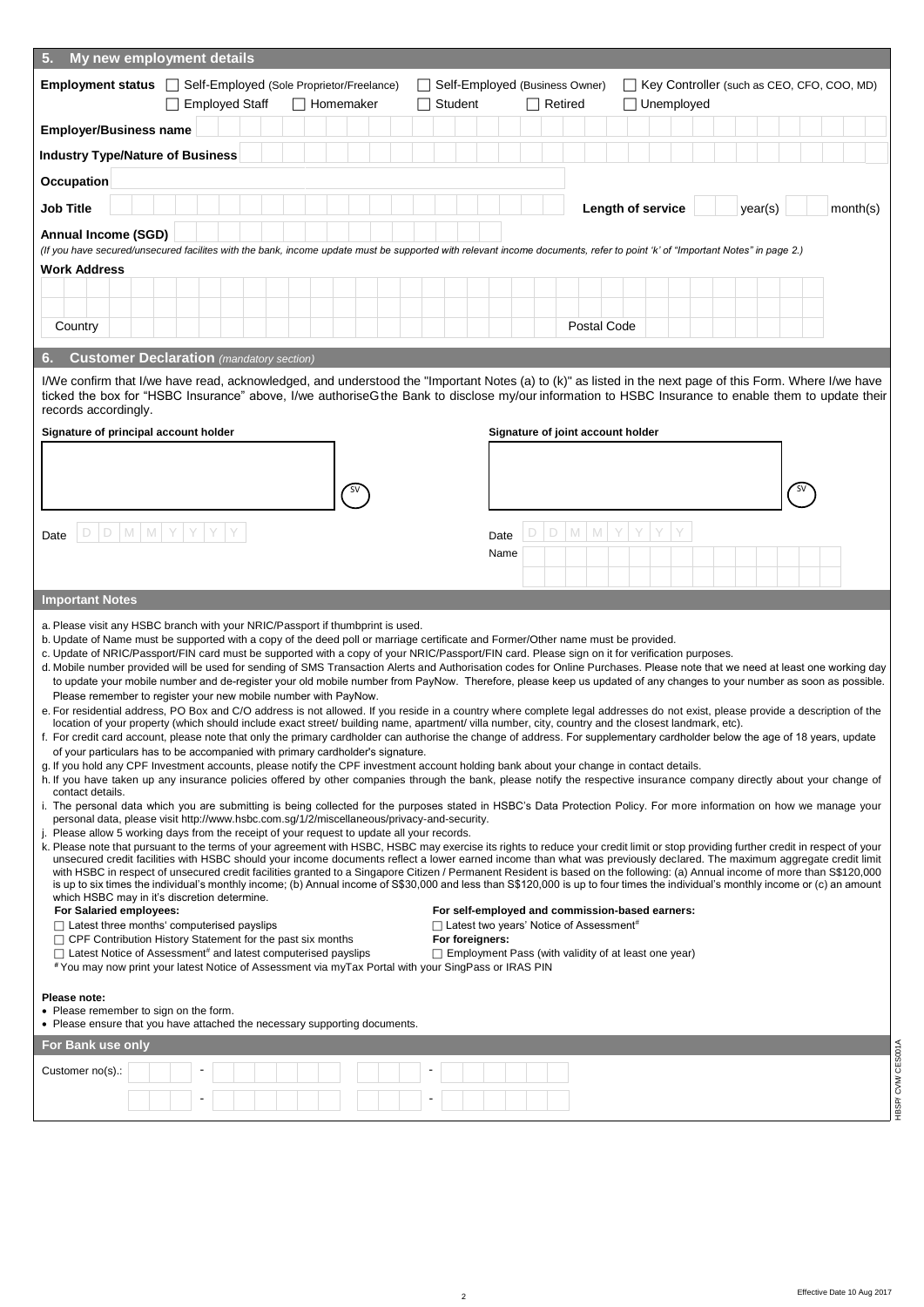## 5. My new employment details

**Employment status** ☐ Self-Employed (Sole Proprietor/Freelance) ☐ Self-Employed (Business Owner) ☐ Key Controller (such as CEO, CFO, COO, MD)
☐ Employed Staff ☐ Homemaker ☐ Student ☐ Retired ☐ Unemployed

**Employer/Business name**

**Industry Type/Nature of Business**

**Occupation**

**Job Title** **Length of service** year(s) month(s)

**Annual Income (SGD)**

*(If you have secured/unsecured facilites with the bank, income update must be supported with relevant income documents, refer to point 'k' of "Important Notes" in page 2.)*

**Work Address**

Country Postal Code

## 6. Customer Declaration *(mandatory section)*

I/We confirm that I/we have read, acknowledged, and understood the "Important Notes (a) to (k)" as listed in the next page of this Form. Where I/we have ticked the box for "HSBC Insurance" above, I/we authoriseGthe Bank to disclose my/our information to HSBC Insurance to enable them to update their records accordingly.

**Signature of principal account holder** SV

Date D D M M Y Y Y Y

**Signature of joint account holder** SV

Date D D M M Y Y Y Y

Name

## Important Notes

a. Please visit any HSBC branch with your NRIC/Passport if thumbprint is used.
b. Update of Name must be supported with a copy of the deed poll or marriage certificate and Former/Other name must be provided.
c. Update of NRIC/Passport/FIN card must be supported with a copy of your NRIC/Passport/FIN card. Please sign on it for verification purposes.
d. Mobile number provided will be used for sending of SMS Transaction Alerts and Authorisation codes for Online Purchases. Please note that we need at least one working day to update your mobile number and de-register your old mobile number from PayNow. Therefore, please keep us updated of any changes to your number as soon as possible. Please remember to register your new mobile number with PayNow.
e. For residential address, PO Box and C/O address is not allowed. If you reside in a country where complete legal addresses do not exist, please provide a description of the location of your property (which should include exact street/ building name, apartment/ villa number, city, country and the closest landmark, etc).
f. For credit card account, please note that only the primary cardholder can authorise the change of address. For supplementary cardholder below the age of 18 years, update of your particulars has to be accompanied with primary cardholder's signature.
g. If you hold any CPF Investment accounts, please notify the CPF investment account holding bank about your change in contact details.
h. If you have taken up any insurance policies offered by other companies through the bank, please notify the respective insurance company directly about your change of contact details.
i. The personal data which you are submitting is being collected for the purposes stated in HSBC's Data Protection Policy. For more information on how we manage your personal data, please visit http://www.hsbc.com.sg/1/2/miscellaneous/privacy-and-security.
j. Please allow 5 working days from the receipt of your request to update all your records.
k. Please note that pursuant to the terms of your agreement with HSBC, HSBC may exercise its rights to reduce your credit limit or stop providing further credit in respect of your unsecured credit facilities with HSBC should your income documents reflect a lower earned income than what was previously declared. The maximum aggregate credit limit with HSBC in respect of unsecured credit facilities granted to a Singapore Citizen / Permanent Resident is based on the following: (a) Annual income of more than S$120,000 is up to six times the individual's monthly income; (b) Annual income of S$30,000 and less than S$120,000 is up to four times the individual's monthly income or (c) an amount which HSBC may in it's discretion determine.

**For Salaried employees:**
☐ Latest three months' computerised payslips
☐ CPF Contribution History Statement for the past six months
☐ Latest Notice of Assessment# and latest computerised payslips

**For self-employed and commission-based earners:**
☐ Latest two years' Notice of Assessment#

**For foreigners:**
☐ Employment Pass (with validity of at least one year)

# You may now print your latest Notice of Assessment via myTax Portal with your SingPass or IRAS PIN

**Please note:**
- Please remember to sign on the form.
- Please ensure that you have attached the necessary supporting documents.

## For Bank use only

Customer no(s).: - -
- -

HBSP/ CVM CES001A

Effective Date 10 Aug 2017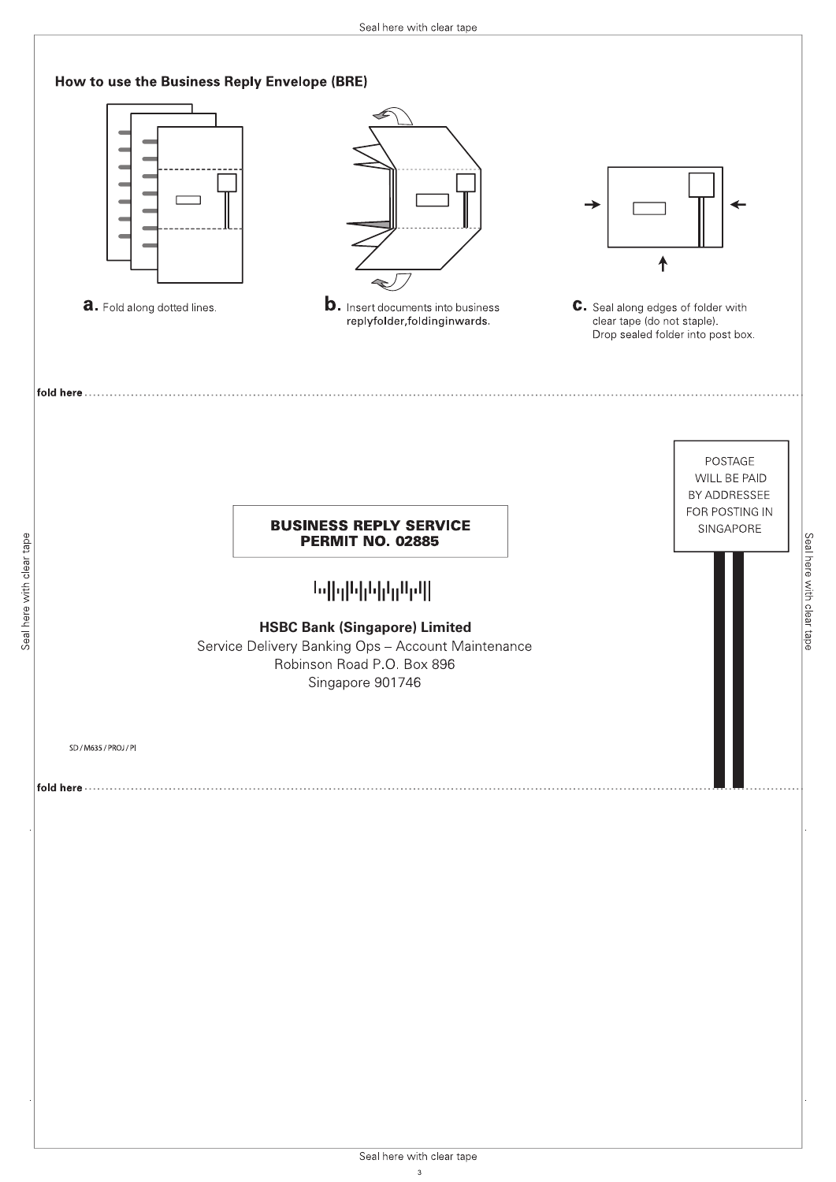Seal here with clear tape

## How to use the Business Reply Envelope (BRE)

**a.** Fold along dotted lines.

**b.** Insert documents into business replyfolder,foldinginwards.

**c.** Seal along edges of folder with clear tape (do not staple). Drop sealed folder into post box.

**fold here** ..............................................................................................................................................

POSTAGE
WILL BE PAID
BY ADDRESSEE
FOR POSTING IN
SINGAPORE

**BUSINESS REPLY SERVICE**
**PERMIT NO. 02885**

**HSBC Bank (Singapore) Limited**
Service Delivery Banking Ops – Account Maintenance
Robinson Road P.O. Box 896
Singapore 901746

SD / M635 / PROJ / PI

**fold here** ..............................................................................................................................................

Seal here with clear tape

Seal here with clear tape

Seal here with clear tape